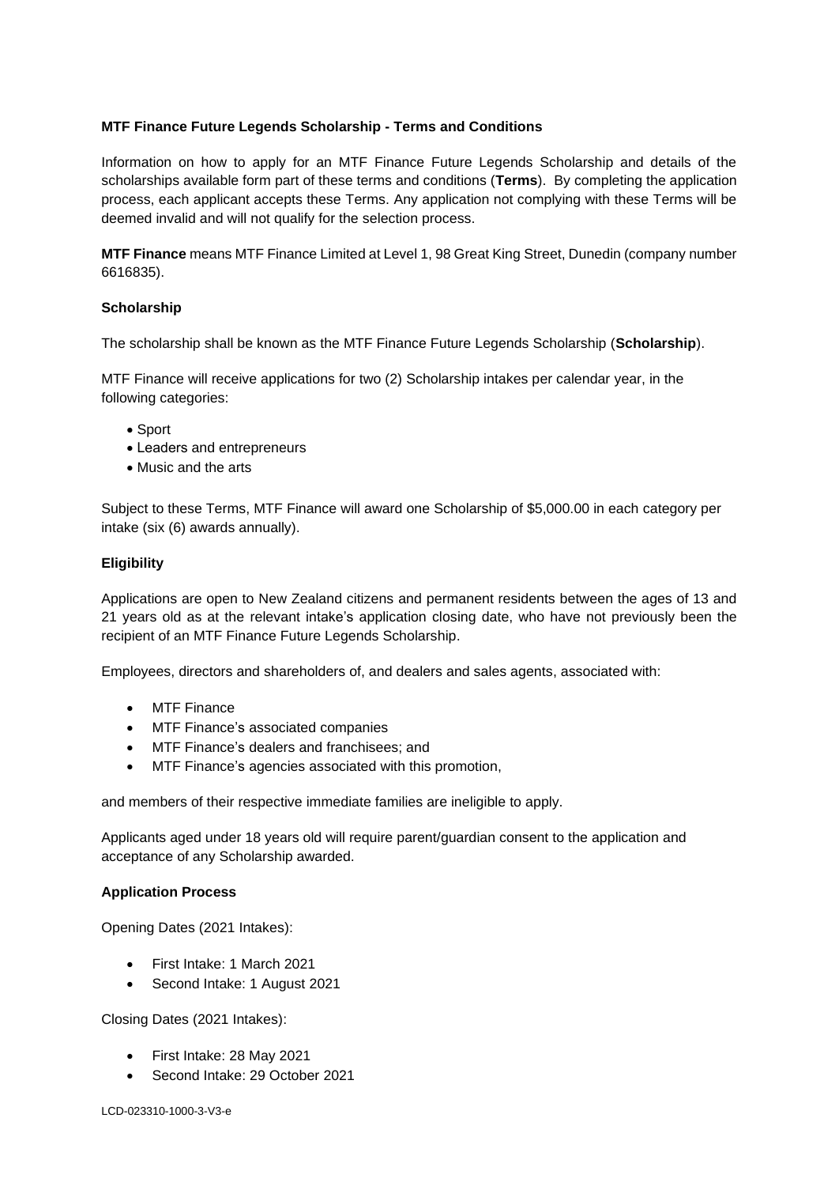**MTF Finance Future Legends Scholarship - Terms and Conditions**

Information on how to apply for an MTF Finance Future Legends Scholarship and details of the scholarships available form part of these terms and conditions (**Terms**). By completing the application process, each applicant accepts these Terms. Any application not complying with these Terms will be deemed invalid and will not qualify for the selection process.

**MTF Finance** means MTF Finance Limited at Level 1, 98 Great King Street, Dunedin (company number 6616835).

**Scholarship**

The scholarship shall be known as the MTF Finance Future Legends Scholarship (**Scholarship**).

MTF Finance will receive applications for two (2) Scholarship intakes per calendar year, in the following categories:

- Sport
- Leaders and entrepreneurs
- Music and the arts

Subject to these Terms, MTF Finance will award one Scholarship of $5,000.00 in each category per intake (six (6) awards annually).

**Eligibility**

Applications are open to New Zealand citizens and permanent residents between the ages of 13 and 21 years old as at the relevant intake's application closing date, who have not previously been the recipient of an MTF Finance Future Legends Scholarship.

Employees, directors and shareholders of, and dealers and sales agents, associated with:

- MTF Finance
- MTF Finance's associated companies
- MTF Finance's dealers and franchisees; and
- MTF Finance's agencies associated with this promotion,

and members of their respective immediate families are ineligible to apply.

Applicants aged under 18 years old will require parent/guardian consent to the application and acceptance of any Scholarship awarded.

**Application Process**

Opening Dates (2021 Intakes):

- First Intake: 1 March 2021
- Second Intake: 1 August 2021

Closing Dates (2021 Intakes):

- First Intake: 28 May 2021
- Second Intake: 29 October 2021

LCD-023310-1000-3-V3-e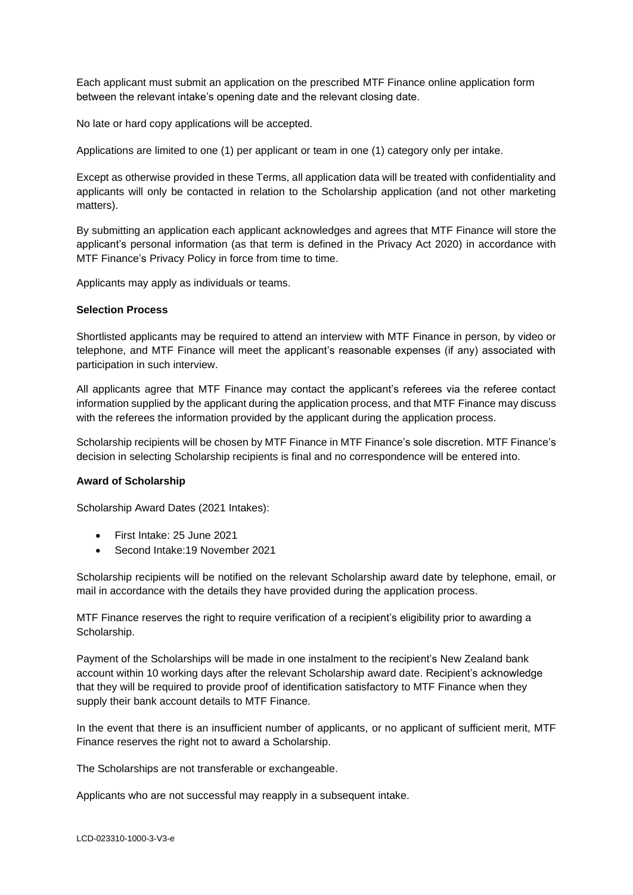Each applicant must submit an application on the prescribed MTF Finance online application form between the relevant intake's opening date and the relevant closing date.

No late or hard copy applications will be accepted.

Applications are limited to one (1) per applicant or team in one (1) category only per intake.

Except as otherwise provided in these Terms, all application data will be treated with confidentiality and applicants will only be contacted in relation to the Scholarship application (and not other marketing matters).

By submitting an application each applicant acknowledges and agrees that MTF Finance will store the applicant's personal information (as that term is defined in the Privacy Act 2020) in accordance with MTF Finance's Privacy Policy in force from time to time.

Applicants may apply as individuals or teams.

**Selection Process**

Shortlisted applicants may be required to attend an interview with MTF Finance in person, by video or telephone, and MTF Finance will meet the applicant's reasonable expenses (if any) associated with participation in such interview.

All applicants agree that MTF Finance may contact the applicant's referees via the referee contact information supplied by the applicant during the application process, and that MTF Finance may discuss with the referees the information provided by the applicant during the application process.

Scholarship recipients will be chosen by MTF Finance in MTF Finance's sole discretion. MTF Finance's decision in selecting Scholarship recipients is final and no correspondence will be entered into.

**Award of Scholarship**

Scholarship Award Dates (2021 Intakes):

- First Intake: 25 June 2021
- Second Intake:19 November 2021

Scholarship recipients will be notified on the relevant Scholarship award date by telephone, email, or mail in accordance with the details they have provided during the application process.

MTF Finance reserves the right to require verification of a recipient's eligibility prior to awarding a Scholarship.

Payment of the Scholarships will be made in one instalment to the recipient's New Zealand bank account within 10 working days after the relevant Scholarship award date. Recipient's acknowledge that they will be required to provide proof of identification satisfactory to MTF Finance when they supply their bank account details to MTF Finance.

In the event that there is an insufficient number of applicants, or no applicant of sufficient merit, MTF Finance reserves the right not to award a Scholarship.

The Scholarships are not transferable or exchangeable.

Applicants who are not successful may reapply in a subsequent intake.

LCD-023310-1000-3-V3-e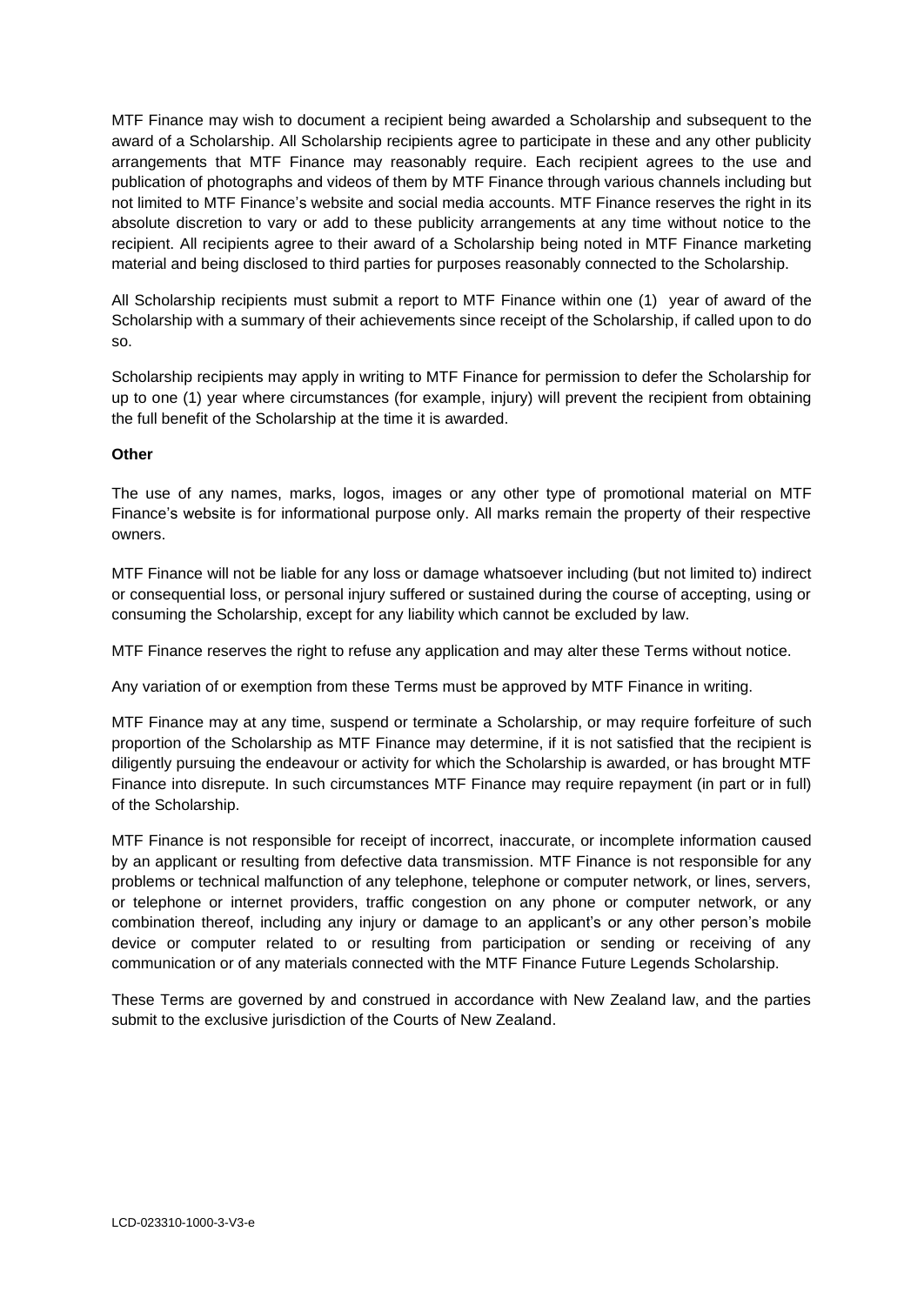MTF Finance may wish to document a recipient being awarded a Scholarship and subsequent to the award of a Scholarship. All Scholarship recipients agree to participate in these and any other publicity arrangements that MTF Finance may reasonably require. Each recipient agrees to the use and publication of photographs and videos of them by MTF Finance through various channels including but not limited to MTF Finance's website and social media accounts. MTF Finance reserves the right in its absolute discretion to vary or add to these publicity arrangements at any time without notice to the recipient. All recipients agree to their award of a Scholarship being noted in MTF Finance marketing material and being disclosed to third parties for purposes reasonably connected to the Scholarship.

All Scholarship recipients must submit a report to MTF Finance within one (1) year of award of the Scholarship with a summary of their achievements since receipt of the Scholarship, if called upon to do so.

Scholarship recipients may apply in writing to MTF Finance for permission to defer the Scholarship for up to one (1) year where circumstances (for example, injury) will prevent the recipient from obtaining the full benefit of the Scholarship at the time it is awarded.

**Other**

The use of any names, marks, logos, images or any other type of promotional material on MTF Finance's website is for informational purpose only. All marks remain the property of their respective owners.

MTF Finance will not be liable for any loss or damage whatsoever including (but not limited to) indirect or consequential loss, or personal injury suffered or sustained during the course of accepting, using or consuming the Scholarship, except for any liability which cannot be excluded by law.

MTF Finance reserves the right to refuse any application and may alter these Terms without notice.

Any variation of or exemption from these Terms must be approved by MTF Finance in writing.

MTF Finance may at any time, suspend or terminate a Scholarship, or may require forfeiture of such proportion of the Scholarship as MTF Finance may determine, if it is not satisfied that the recipient is diligently pursuing the endeavour or activity for which the Scholarship is awarded, or has brought MTF Finance into disrepute. In such circumstances MTF Finance may require repayment (in part or in full) of the Scholarship.

MTF Finance is not responsible for receipt of incorrect, inaccurate, or incomplete information caused by an applicant or resulting from defective data transmission. MTF Finance is not responsible for any problems or technical malfunction of any telephone, telephone or computer network, or lines, servers, or telephone or internet providers, traffic congestion on any phone or computer network, or any combination thereof, including any injury or damage to an applicant's or any other person's mobile device or computer related to or resulting from participation or sending or receiving of any communication or of any materials connected with the MTF Finance Future Legends Scholarship.

These Terms are governed by and construed in accordance with New Zealand law, and the parties submit to the exclusive jurisdiction of the Courts of New Zealand.

LCD-023310-1000-3-V3-e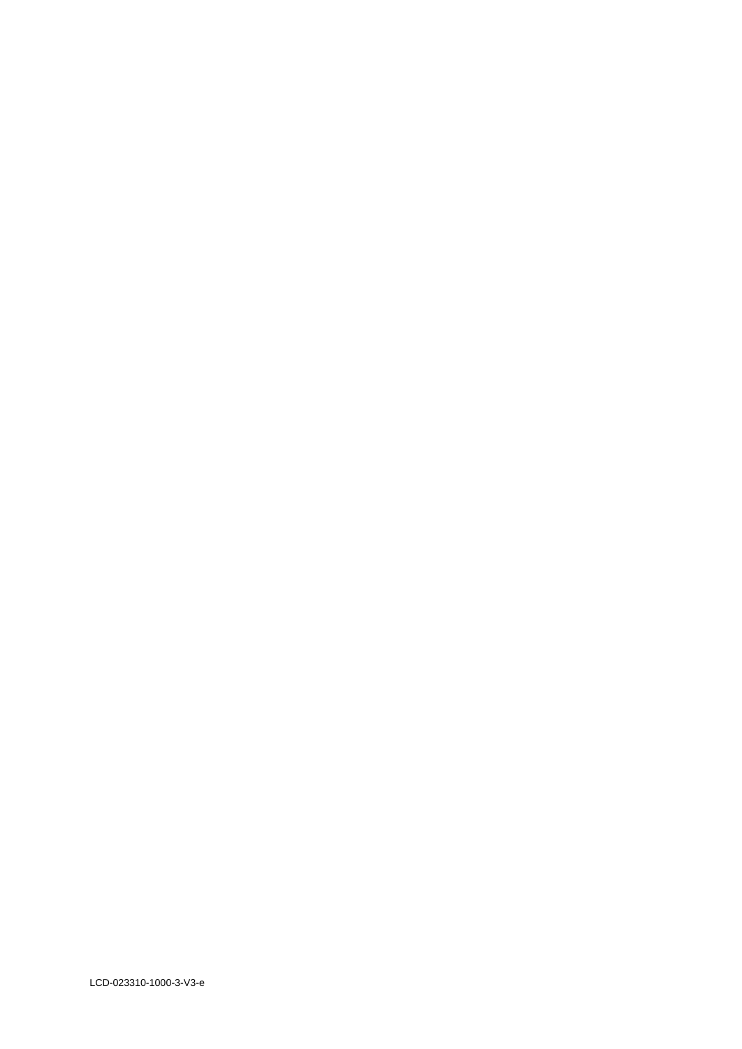LCD-023310-1000-3-V3-e